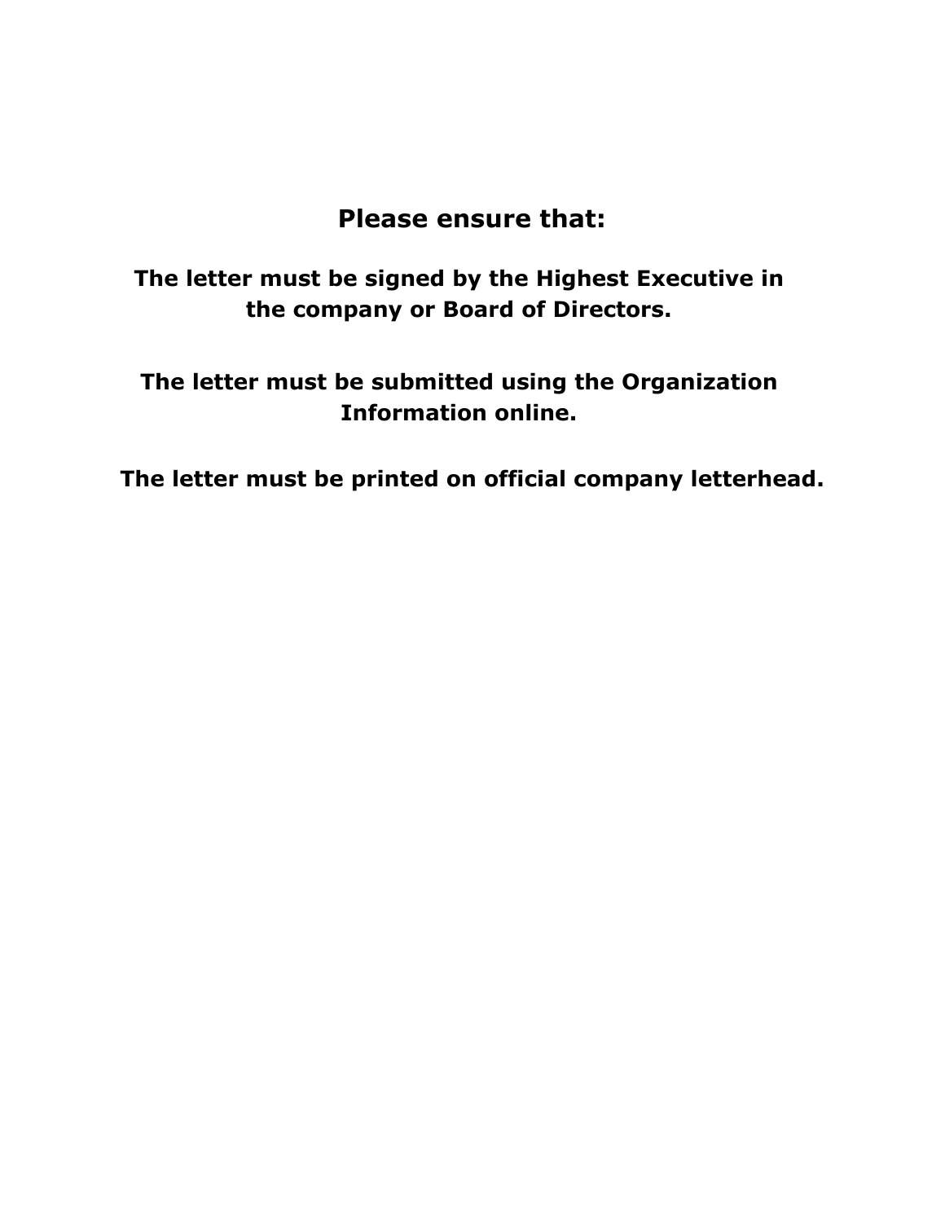## Please ensure that:

**The letter must be signed by the Highest Executive in the company or Board of Directors.**

**The letter must be submitted using the Organization Information online.**

**The letter must be printed on official company letterhead.**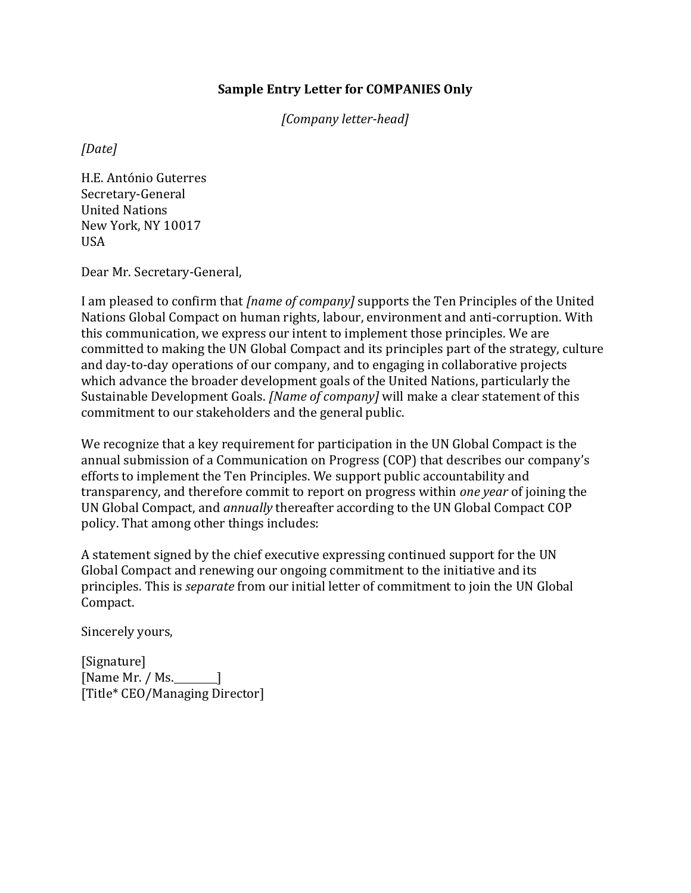**Sample Entry Letter for COMPANIES Only**

*[Company letter-head]*

*[Date]*

H.E. António Guterres
Secretary-General
United Nations
New York, NY 10017
USA

Dear Mr. Secretary-General,

I am pleased to confirm that *[name of company]* supports the Ten Principles of the United Nations Global Compact on human rights, labour, environment and anti-corruption. With this communication, we express our intent to implement those principles. We are committed to making the UN Global Compact and its principles part of the strategy, culture and day-to-day operations of our company, and to engaging in collaborative projects which advance the broader development goals of the United Nations, particularly the Sustainable Development Goals. *[Name of company]* will make a clear statement of this commitment to our stakeholders and the general public.

We recognize that a key requirement for participation in the UN Global Compact is the annual submission of a Communication on Progress (COP) that describes our company's efforts to implement the Ten Principles. We support public accountability and transparency, and therefore commit to report on progress within *one year* of joining the UN Global Compact, and *annually* thereafter according to the UN Global Compact COP policy. That among other things includes:

A statement signed by the chief executive expressing continued support for the UN Global Compact and renewing our ongoing commitment to the initiative and its principles. This is *separate* from our initial letter of commitment to join the UN Global Compact.

Sincerely yours,

[Signature]
[Name Mr. / Ms.________]
[Title* CEO/Managing Director]